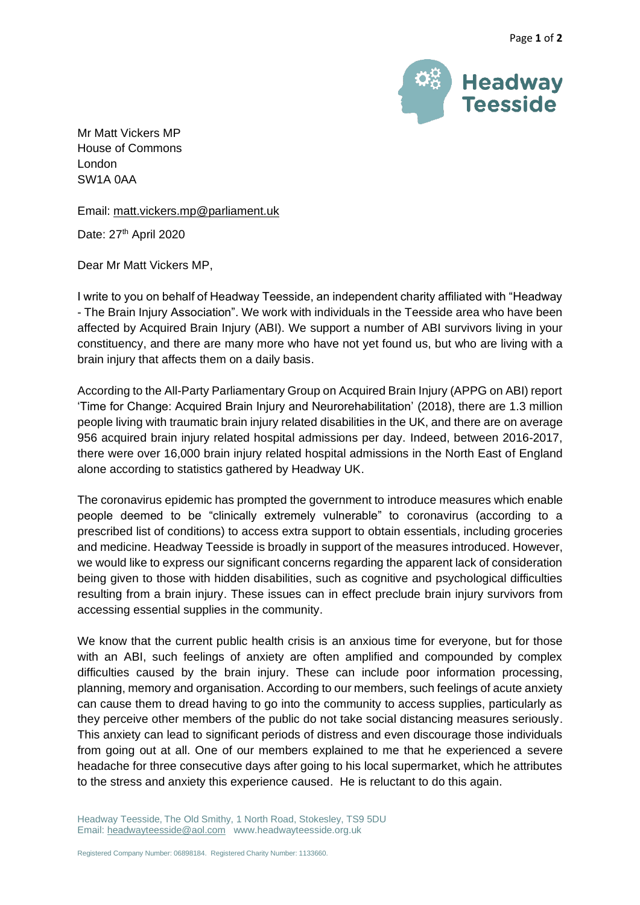Headway Teesside

Mr Matt Vickers MP
House of Commons
London
SW1A 0AA

Email: matt.vickers.mp@parliament.uk

Date: 27th April 2020

Dear Mr Matt Vickers MP,

I write to you on behalf of Headway Teesside, an independent charity affiliated with "Headway - The Brain Injury Association". We work with individuals in the Teesside area who have been affected by Acquired Brain Injury (ABI). We support a number of ABI survivors living in your constituency, and there are many more who have not yet found us, but who are living with a brain injury that affects them on a daily basis.

According to the All-Party Parliamentary Group on Acquired Brain Injury (APPG on ABI) report 'Time for Change: Acquired Brain Injury and Neurorehabilitation' (2018), there are 1.3 million people living with traumatic brain injury related disabilities in the UK, and there are on average 956 acquired brain injury related hospital admissions per day. Indeed, between 2016-2017, there were over 16,000 brain injury related hospital admissions in the North East of England alone according to statistics gathered by Headway UK.

The coronavirus epidemic has prompted the government to introduce measures which enable people deemed to be "clinically extremely vulnerable" to coronavirus (according to a prescribed list of conditions) to access extra support to obtain essentials, including groceries and medicine. Headway Teesside is broadly in support of the measures introduced. However, we would like to express our significant concerns regarding the apparent lack of consideration being given to those with hidden disabilities, such as cognitive and psychological difficulties resulting from a brain injury. These issues can in effect preclude brain injury survivors from accessing essential supplies in the community.

We know that the current public health crisis is an anxious time for everyone, but for those with an ABI, such feelings of anxiety are often amplified and compounded by complex difficulties caused by the brain injury. These can include poor information processing, planning, memory and organisation. According to our members, such feelings of acute anxiety can cause them to dread having to go into the community to access supplies, particularly as they perceive other members of the public do not take social distancing measures seriously. This anxiety can lead to significant periods of distress and even discourage those individuals from going out at all. One of our members explained to me that he experienced a severe headache for three consecutive days after going to his local supermarket, which he attributes to the stress and anxiety this experience caused. He is reluctant to do this again.

Headway Teesside, The Old Smithy, 1 North Road, Stokesley, TS9 5DU
Email: headwayteesside@aol.com www.headwayteesside.org.uk

Registered Company Number: 06898184. Registered Charity Number: 1133660.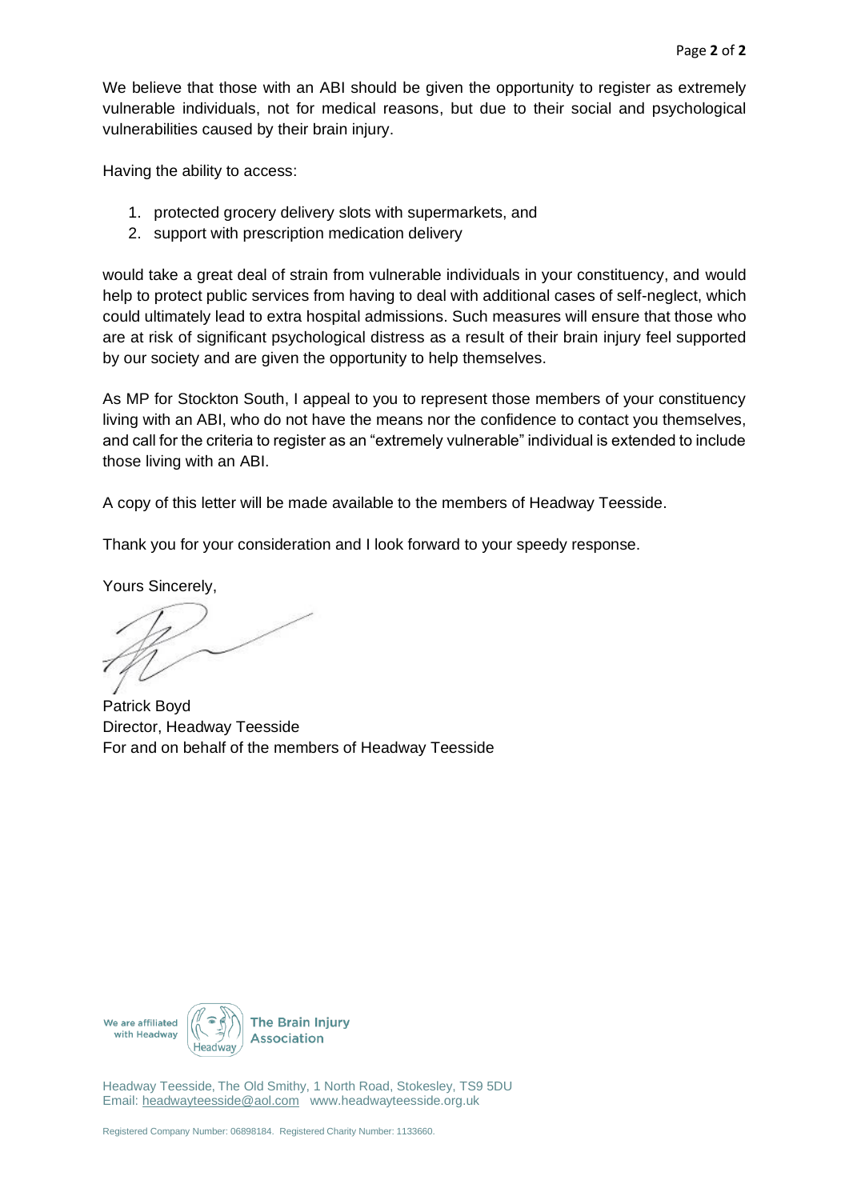We believe that those with an ABI should be given the opportunity to register as extremely vulnerable individuals, not for medical reasons, but due to their social and psychological vulnerabilities caused by their brain injury.

Having the ability to access:

1. protected grocery delivery slots with supermarkets, and
2. support with prescription medication delivery

would take a great deal of strain from vulnerable individuals in your constituency, and would help to protect public services from having to deal with additional cases of self-neglect, which could ultimately lead to extra hospital admissions. Such measures will ensure that those who are at risk of significant psychological distress as a result of their brain injury feel supported by our society and are given the opportunity to help themselves.

As MP for Stockton South, I appeal to you to represent those members of your constituency living with an ABI, who do not have the means nor the confidence to contact you themselves, and call for the criteria to register as an "extremely vulnerable" individual is extended to include those living with an ABI.

A copy of this letter will be made available to the members of Headway Teesside.

Thank you for your consideration and I look forward to your speedy response.

Yours Sincerely,

Patrick Boyd
Director, Headway Teesside
For and on behalf of the members of Headway Teesside

We are affiliated with Headway — The Brain Injury Association

Headway Teesside, The Old Smithy, 1 North Road, Stokesley, TS9 5DU
Email: headwayteesside@aol.com www.headwayteesside.org.uk

Registered Company Number: 06898184. Registered Charity Number: 1133660.